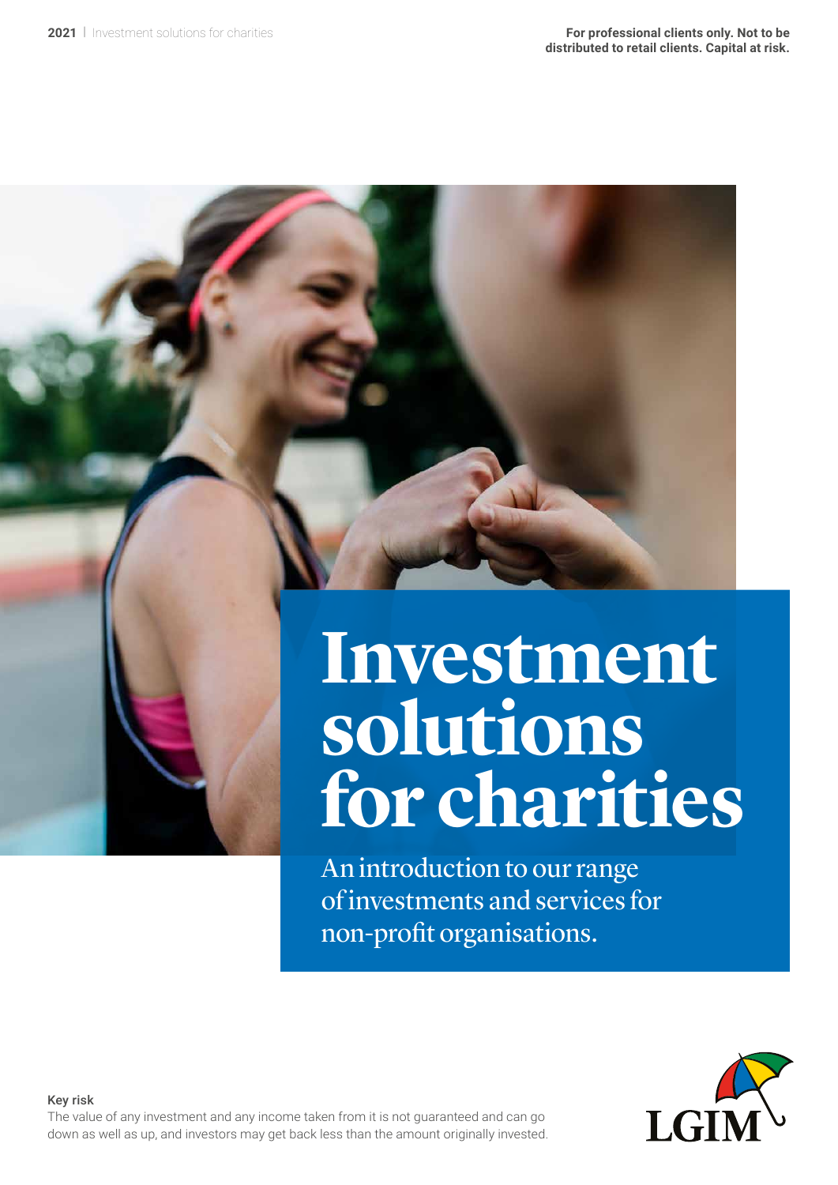For professional clients only. Not to be distributed to retail clients. Capital at risk.

# Investment solutions for charities

An introduction to our range of investments and services for non-profit organisations.

**Key risk**

The value of any investment and any income taken from it is not guaranteed and can go down as well as up, and investors may get back less than the amount originally invested.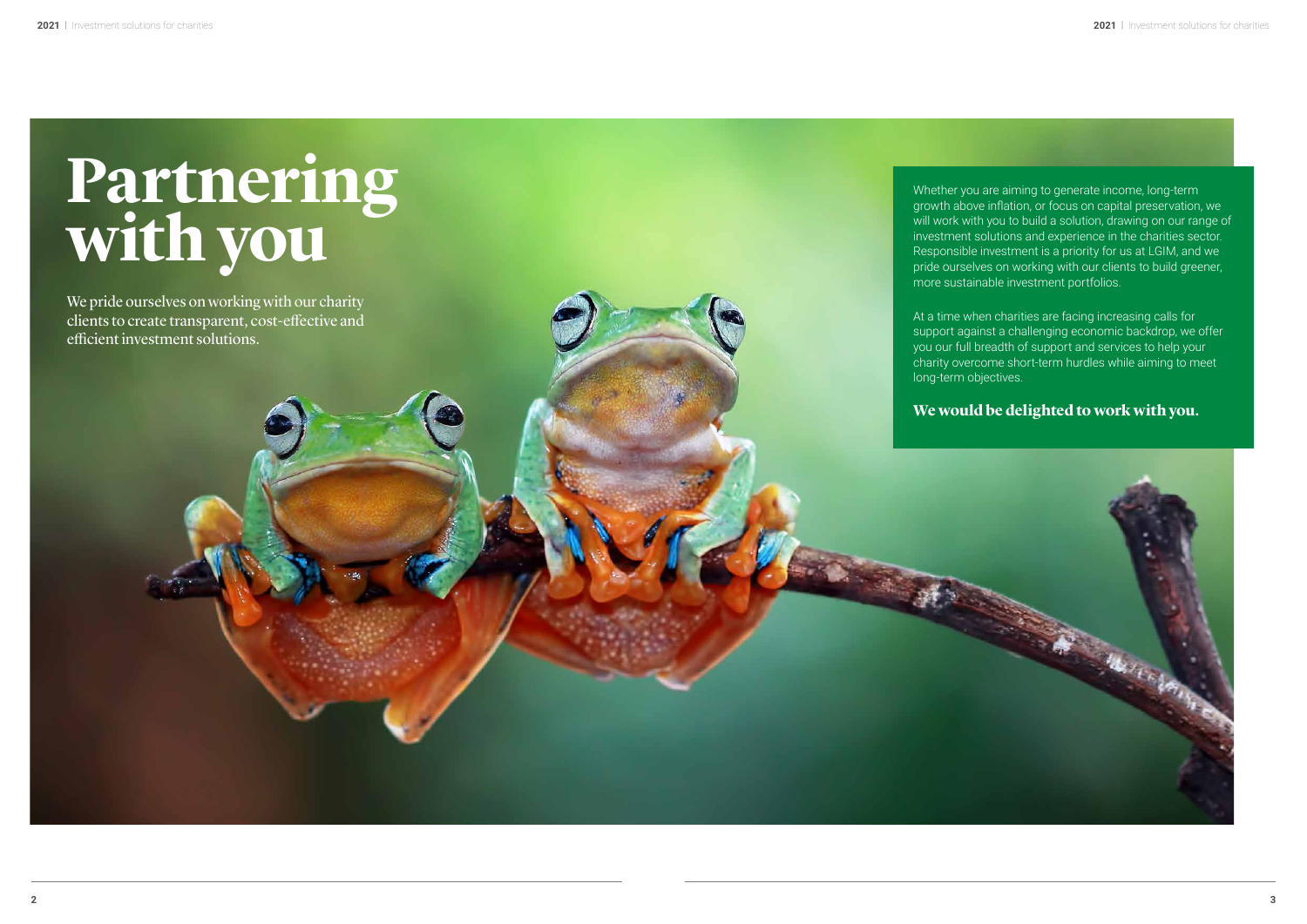# Partnering with you

We pride ourselves on working with our charity clients to create transparent, cost-effective and efficient investment solutions.

Whether you are aiming to generate income, long-term growth above inflation, or focus on capital preservation, we will work with you to build a solution, drawing on our range of investment solutions and experience in the charities sector. Responsible investment is a priority for us at LGIM, and we pride ourselves on working with our clients to build greener, more sustainable investment portfolios.

At a time when charities are facing increasing calls for support against a challenging economic backdrop, we offer you our full breadth of support and services to help your charity overcome short-term hurdles while aiming to meet long-term objectives.

**We would be delighted to work with you.**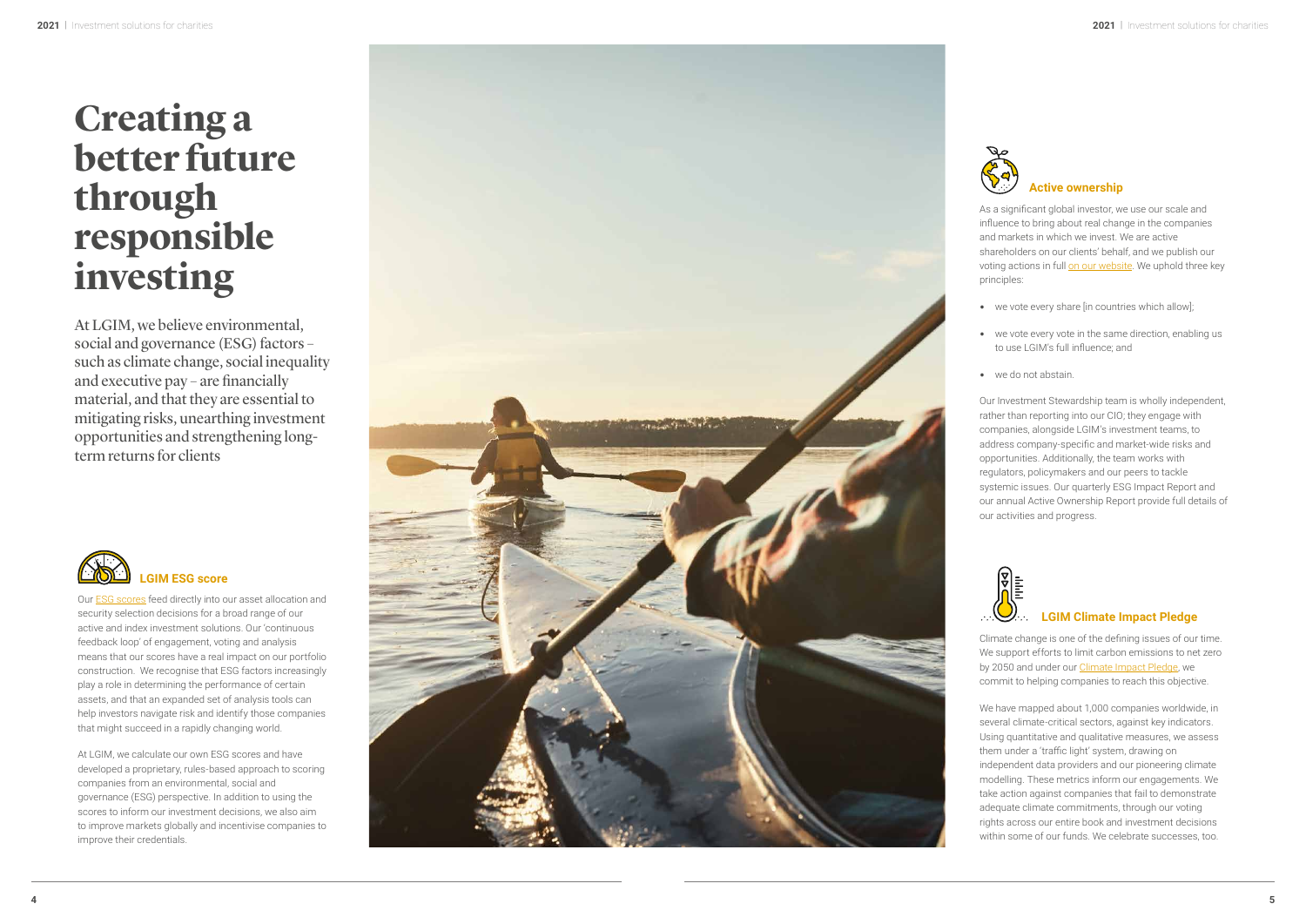# Creating a better future through responsible investing

At LGIM, we believe environmental, social and governance (ESG) factors – such as climate change, social inequality and executive pay – are financially material, and that they are essential to mitigating risks, unearthing investment opportunities and strengthening long-term returns for clients

## LGIM ESG score

Our ESG scores feed directly into our asset allocation and security selection decisions for a broad range of our active and index investment solutions. Our 'continuous feedback loop' of engagement, voting and analysis means that our scores have a real impact on our portfolio construction. We recognise that ESG factors increasingly play a role in determining the performance of certain assets, and that an expanded set of analysis tools can help investors navigate risk and identify those companies that might succeed in a rapidly changing world.

At LGIM, we calculate our own ESG scores and have developed a proprietary, rules-based approach to scoring companies from an environmental, social and governance (ESG) perspective. In addition to using the scores to inform our investment decisions, we also aim to improve markets globally and incentivise companies to improve their credentials.

## Active ownership

As a significant global investor, we use our scale and influence to bring about real change in the companies and markets in which we invest. We are active shareholders on our clients' behalf, and we publish our voting actions in full on our website. We uphold three key principles:

- we vote every share [in countries which allow];
- we vote every vote in the same direction, enabling us to use LGIM's full influence; and
- we do not abstain.

Our Investment Stewardship team is wholly independent, rather than reporting into our CIO; they engage with companies, alongside LGIM's investment teams, to address company-specific and market-wide risks and opportunities. Additionally, the team works with regulators, policymakers and our peers to tackle systemic issues. Our quarterly ESG Impact Report and our annual Active Ownership Report provide full details of our activities and progress.

## LGIM Climate Impact Pledge

Climate change is one of the defining issues of our time. We support efforts to limit carbon emissions to net zero by 2050 and under our Climate Impact Pledge, we commit to helping companies to reach this objective.

We have mapped about 1,000 companies worldwide, in several climate-critical sectors, against key indicators. Using quantitative and qualitative measures, we assess them under a 'traffic light' system, drawing on independent data providers and our pioneering climate modelling. These metrics inform our engagements. We take action against companies that fail to demonstrate adequate climate commitments, through our voting rights across our entire book and investment decisions within some of our funds. We celebrate successes, too.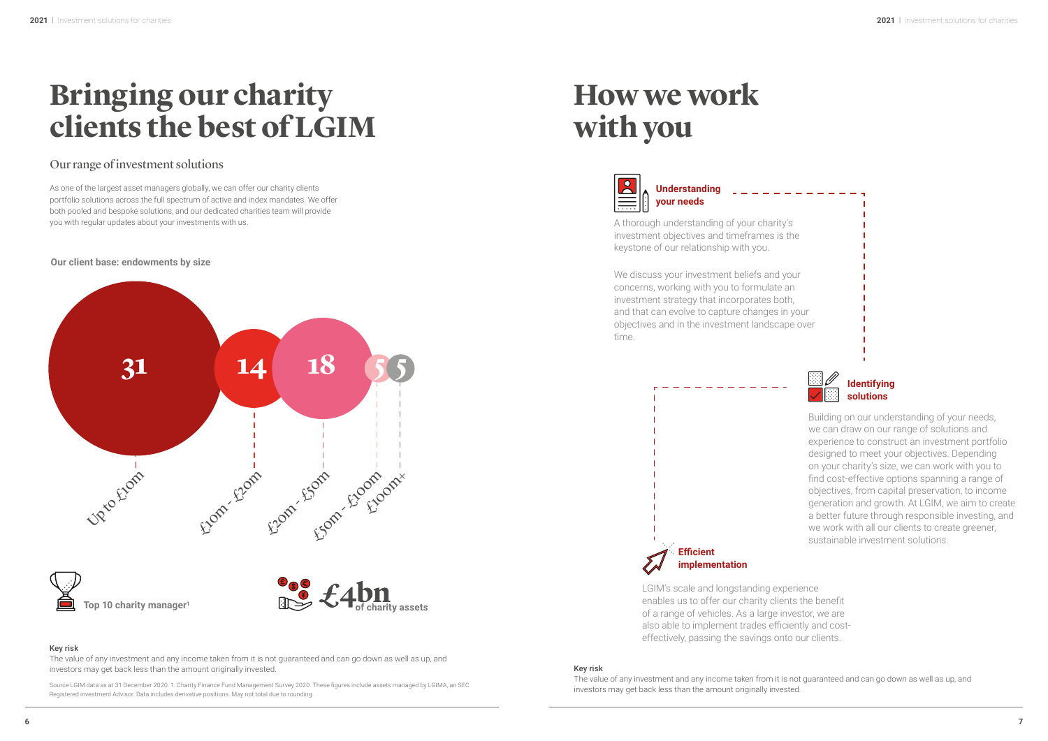# Bringing our charity clients the best of LGIM

## Our range of investment solutions

As one of the largest asset managers globally, we can offer our charity clients portfolio solutions across the full spectrum of active and index mandates. We offer both pooled and bespoke solutions, and our dedicated charities team will provide you with regular updates about your investments with us.

**Our client base: endowments by size**

| Endowment size | Number of clients |
|---|---|
| Up to £10m | 31 |
| £10m - £20m | 14 |
| £20m - £50m | 18 |
| £50m - £100m | 5 |
| £100m+ | 5 |

**Top 10 charity manager**[1]

**£4bn of charity assets**

**Key risk**

The value of any investment and any income taken from it is not guaranteed and can go down as well as up, and investors may get back less than the amount originally invested.

Source LGIM data as at 31 December 2020. 1. Charity Finance Fund Management Survey 2020. These figures include assets managed by LGIMA, an SEC Registered investment Advisor. Data includes derivative positions. May not total due to rounding.

# How we work with you

### Understanding your needs

A thorough understanding of your charity's investment objectives and timeframes is the keystone of our relationship with you.

We discuss your investment beliefs and your concerns, working with you to formulate an investment strategy that incorporates both, and that can evolve to capture changes in your objectives and in the investment landscape over time.

### Identifying solutions

Building on our understanding of your needs, we can draw on our range of solutions and experience to construct an investment portfolio designed to meet your objectives. Depending on your charity's size, we can work with you to find cost-effective options spanning a range of objectives, from capital preservation, to income generation and growth. At LGIM, we aim to create a better future through responsible investing, and we work with all our clients to create greener, sustainable investment solutions.

### Efficient implementation

LGIM's scale and longstanding experience enables us to offer our charity clients the benefit of a range of vehicles. As a large investor, we are also able to implement trades efficiently and cost-effectively, passing the savings onto our clients.

**Key risk**

The value of any investment and any income taken from it is not guaranteed and can go down as well as up, and investors may get back less than the amount originally invested.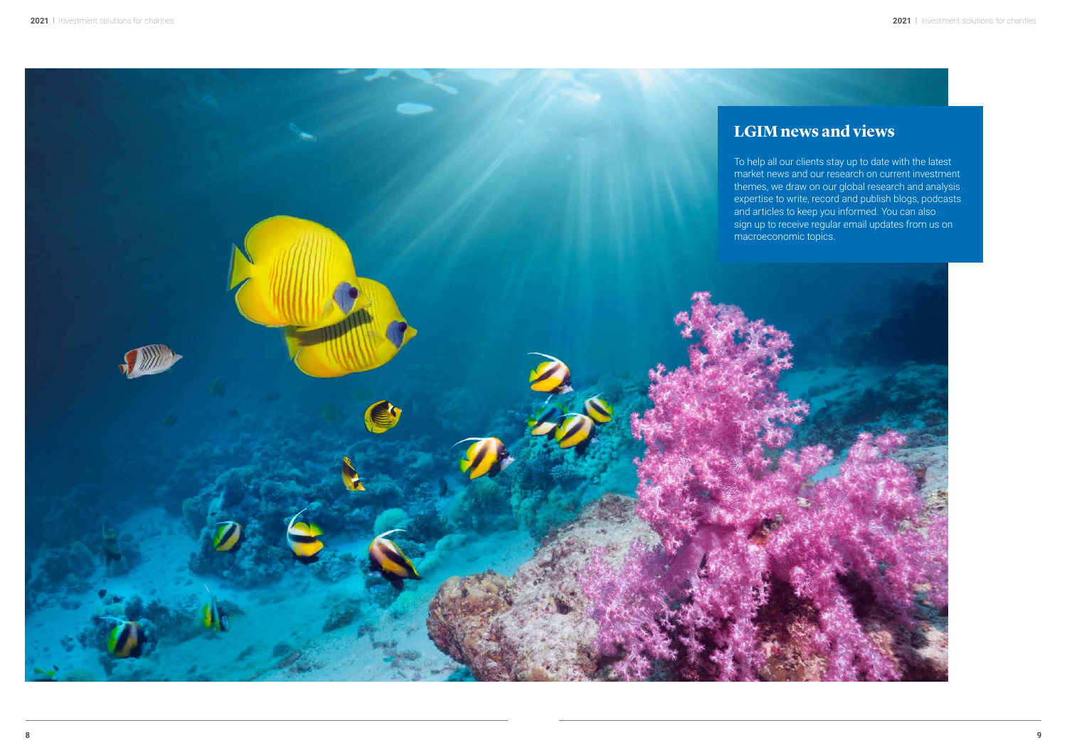## LGIM news and views

To help all our clients stay up to date with the latest market news and our research on current investment themes, we draw on our global research and analysis expertise to write, record and publish blogs, podcasts and articles to keep you informed. You can also sign up to receive regular email updates from us on macroeconomic topics.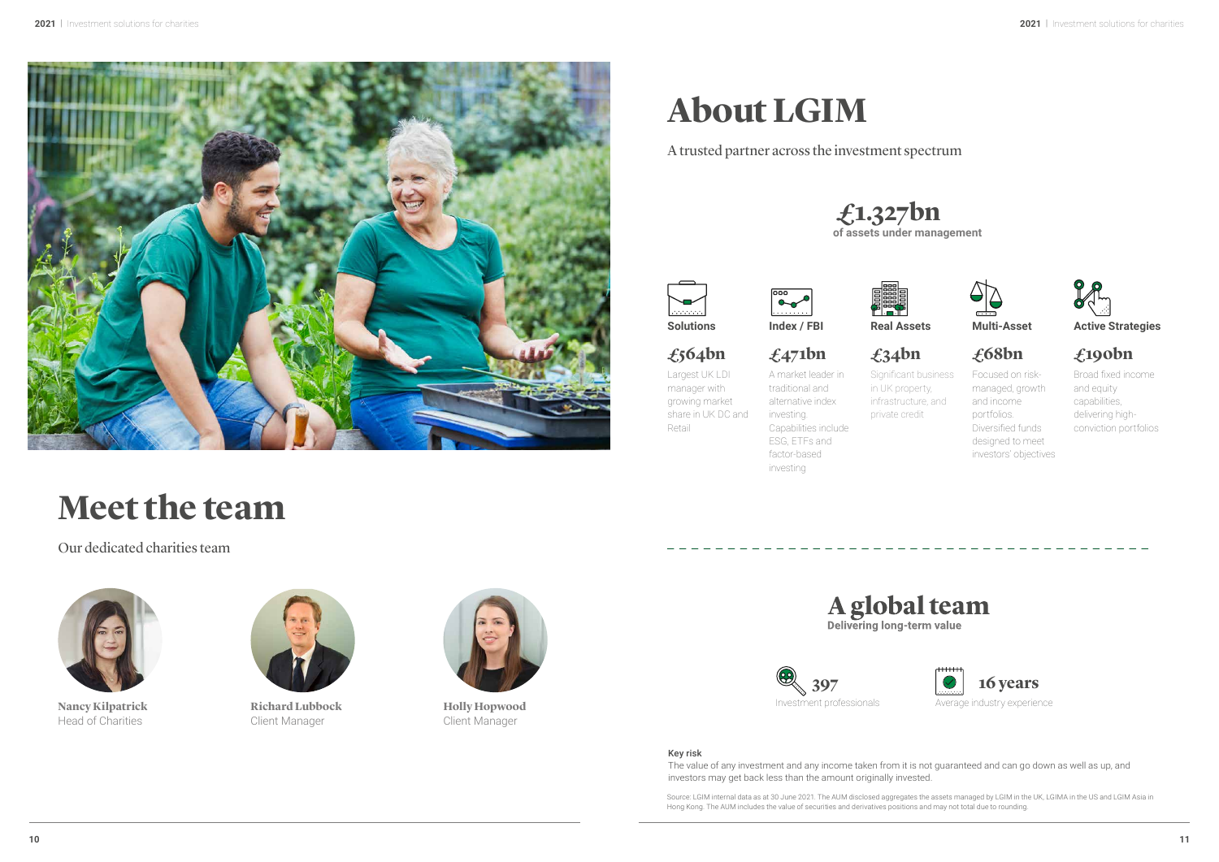# Meet the team

Our dedicated charities team

**Nancy Kilpatrick**
Head of Charities

**Richard Lubbock**
Client Manager

**Holly Hopwood**
Client Manager

# About LGIM

A trusted partner across the investment spectrum

**£1.327bn**
**of assets under management**

**Solutions**

**£564bn**

Largest UK LDI manager with growing market share in UK DC and Retail

**Index / FBI**

**£471bn**

A market leader in traditional and alternative index investing. Capabilities include ESG, ETFs and factor-based investing

**Real Assets**

**£34bn**

Significant business in UK property, infrastructure, and private credit

**Multi-Asset**

**£68bn**

Focused on risk-managed, growth and income portfolios. Diversified funds designed to meet investors' objectives

**Active Strategies**

**£190bn**

Broad fixed income and equity capabilities, delivering high-conviction portfolios

## A global team

**Delivering long-term value**

**397**
Investment professionals

**16 years**
Average industry experience

**Key risk**

The value of any investment and any income taken from it is not guaranteed and can go down as well as up, and investors may get back less than the amount originally invested.

Source: LGIM internal data as at 30 June 2021. The AUM disclosed aggregates the assets managed by LGIM in the UK, LGIMA in the US and LGIM Asia in Hong Kong. The AUM includes the value of securities and derivatives positions and may not total due to rounding.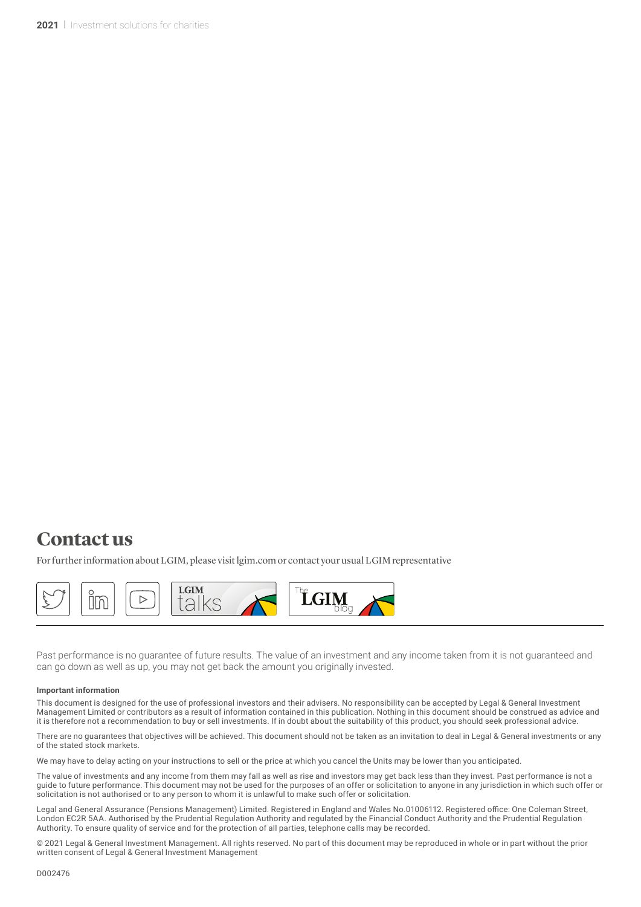# Contact us

For further information about LGIM, please visit lgim.com or contact your usual LGIM representative

Past performance is no guarantee of future results. The value of an investment and any income taken from it is not guaranteed and can go down as well as up, you may not get back the amount you originally invested.

**Important information**

This document is designed for the use of professional investors and their advisers. No responsibility can be accepted by Legal & General Investment Management Limited or contributors as a result of information contained in this publication. Nothing in this document should be construed as advice and it is therefore not a recommendation to buy or sell investments. If in doubt about the suitability of this product, you should seek professional advice.

There are no guarantees that objectives will be achieved. This document should not be taken as an invitation to deal in Legal & General investments or any of the stated stock markets.

We may have to delay acting on your instructions to sell or the price at which you cancel the Units may be lower than you anticipated.

The value of investments and any income from them may fall as well as rise and investors may get back less than they invest. Past performance is not a guide to future performance. This document may not be used for the purposes of an offer or solicitation to anyone in any jurisdiction in which such offer or solicitation is not authorised or to any person to whom it is unlawful to make such offer or solicitation.

Legal and General Assurance (Pensions Management) Limited. Registered in England and Wales No.01006112. Registered office: One Coleman Street, London EC2R 5AA. Authorised by the Prudential Regulation Authority and regulated by the Financial Conduct Authority and the Prudential Regulation Authority. To ensure quality of service and for the protection of all parties, telephone calls may be recorded.

© 2021 Legal & General Investment Management. All rights reserved. No part of this document may be reproduced in whole or in part without the prior written consent of Legal & General Investment Management

D002476